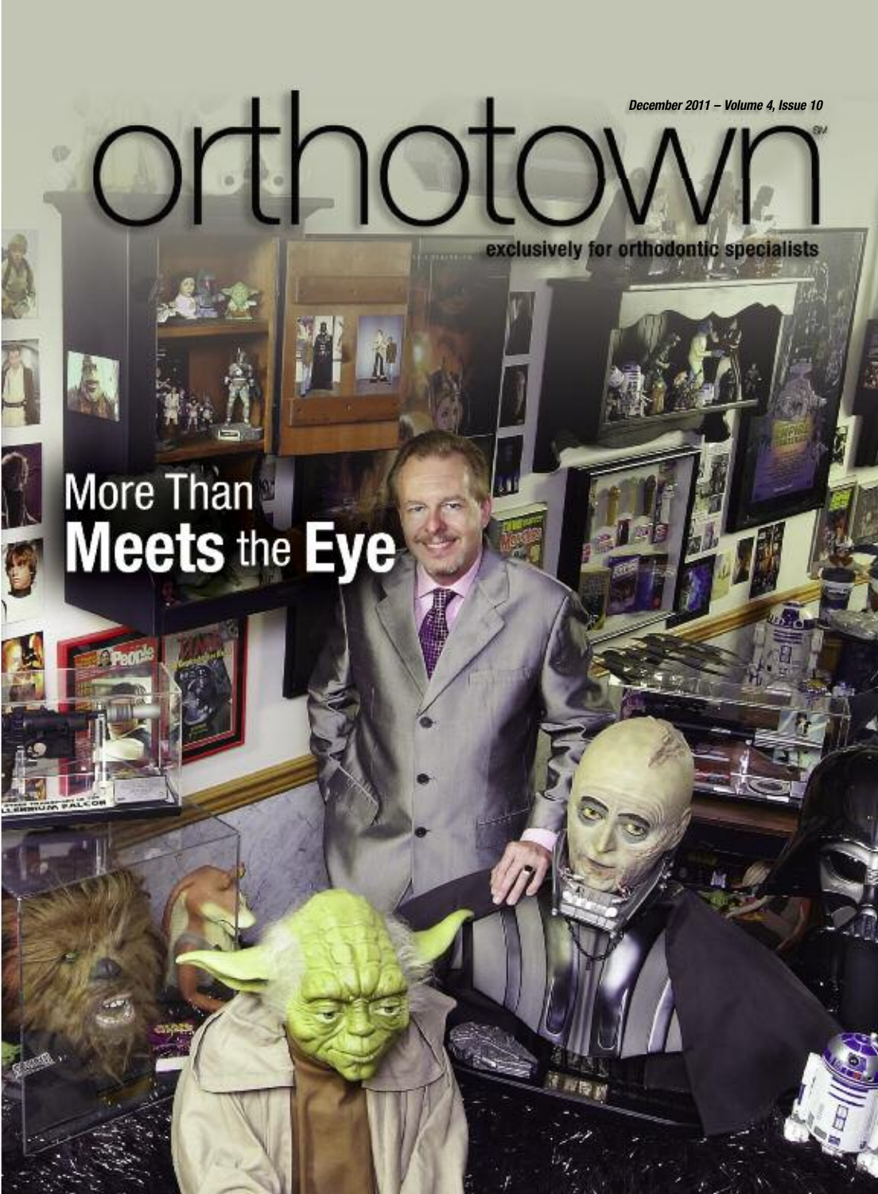December 2011 – Volume 4, Issue 10

# orthotown

exclusively for orthodontic specialists

## More Than **Meets** the **Eye**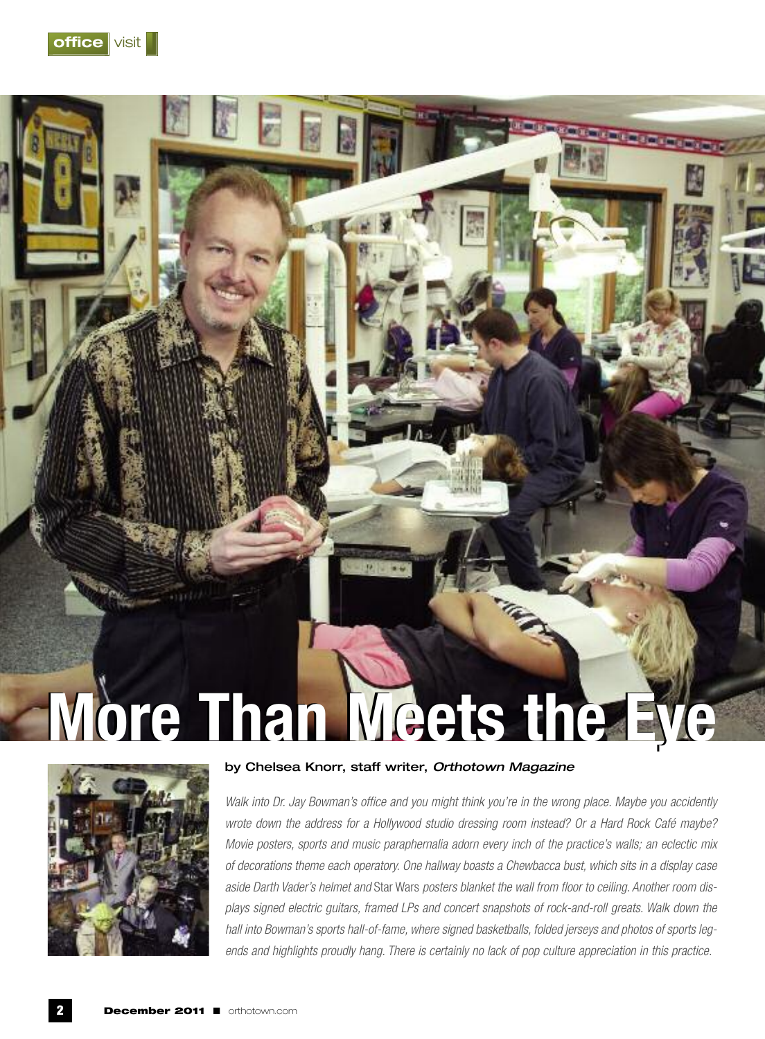# More Than Meets the Eye

**by Chelsea Knorr, staff writer, *Orthotown Magazine***

*Walk into Dr. Jay Bowman's office and you might think you're in the wrong place. Maybe you accidently wrote down the address for a Hollywood studio dressing room instead? Or a Hard Rock Café maybe? Movie posters, sports and music paraphernalia adorn every inch of the practice's walls; an eclectic mix of decorations theme each operatory. One hallway boasts a Chewbacca bust, which sits in a display case aside Darth Vader's helmet and* Star Wars *posters blanket the wall from floor to ceiling. Another room displays signed electric guitars, framed LPs and concert snapshots of rock-and-roll greats. Walk down the hall into Bowman's sports hall-of-fame, where signed basketballs, folded jerseys and photos of sports legends and highlights proudly hang. There is certainly no lack of pop culture appreciation in this practice.*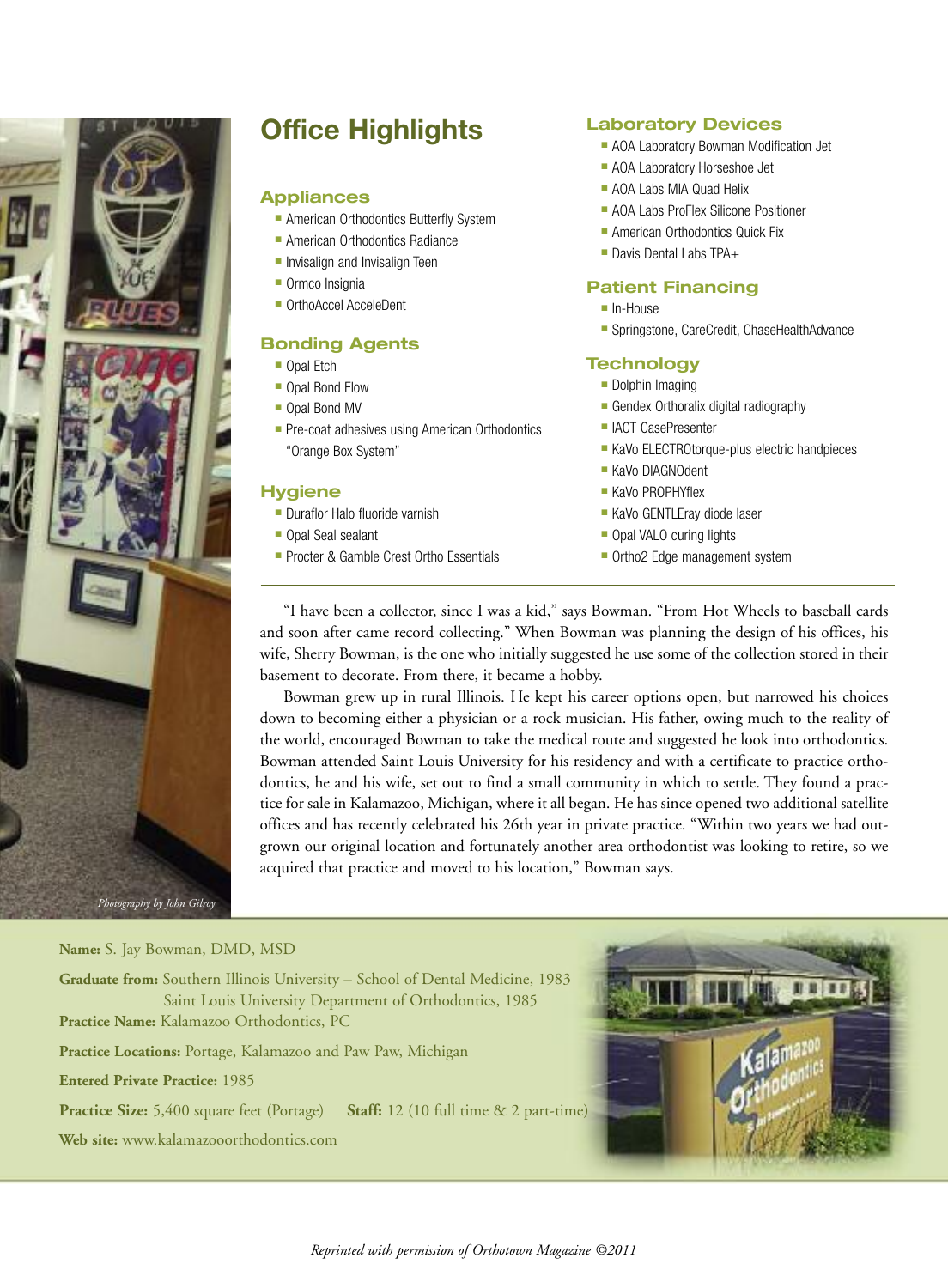## Office Highlights

### Appliances

- American Orthodontics Butterfly System
- American Orthodontics Radiance
- Invisalign and Invisalign Teen
- Ormco Insignia
- OrthoAccel AcceleDent

### Bonding Agents

- Opal Etch
- Opal Bond Flow
- Opal Bond MV
- Pre-coat adhesives using American Orthodontics "Orange Box System"

### Hygiene

- Duraflor Halo fluoride varnish
- Opal Seal sealant
- Procter & Gamble Crest Ortho Essentials

### Laboratory Devices

- AOA Laboratory Bowman Modification Jet
- AOA Laboratory Horseshoe Jet
- AOA Labs MIA Quad Helix
- AOA Labs ProFlex Silicone Positioner
- American Orthodontics Quick Fix
- Davis Dental Labs TPA+

### Patient Financing

- In-House
- Springstone, CareCredit, ChaseHealthAdvance

### Technology

- Dolphin Imaging
- Gendex Orthoralix digital radiography
- IACT CasePresenter
- KaVo ELECTROtorque-plus electric handpieces
- KaVo DIAGNOdent
- KaVo PROPHYflex
- KaVo GENTLEray diode laser
- Opal VALO curing lights
- Ortho2 Edge management system

---

"I have been a collector, since I was a kid," says Bowman. "From Hot Wheels to baseball cards and soon after came record collecting." When Bowman was planning the design of his offices, his wife, Sherry Bowman, is the one who initially suggested he use some of the collection stored in their basement to decorate. From there, it became a hobby.

Bowman grew up in rural Illinois. He kept his career options open, but narrowed his choices down to becoming either a physician or a rock musician. His father, owing much to the reality of the world, encouraged Bowman to take the medical route and suggested he look into orthodontics. Bowman attended Saint Louis University for his residency and with a certificate to practice orthodontics, he and his wife, set out to find a small community in which to settle. They found a practice for sale in Kalamazoo, Michigan, where it all began. He has since opened two additional satellite offices and has recently celebrated his 26th year in private practice. "Within two years we had outgrown our original location and fortunately another area orthodontist was looking to retire, so we acquired that practice and moved to his location," Bowman says.

*Photography by John Gilroy*

**Name:** S. Jay Bowman, DMD, MSD

**Graduate from:** Southern Illinois University – School of Dental Medicine, 1983
Saint Louis University Department of Orthodontics, 1985

**Practice Name:** Kalamazoo Orthodontics, PC

**Practice Locations:** Portage, Kalamazoo and Paw Paw, Michigan

**Entered Private Practice:** 1985

**Practice Size:** 5,400 square feet (Portage) **Staff:** 12 (10 full time & 2 part-time)

**Web site:** www.kalamazooorthodontics.com

*Reprinted with permission of Orthotown Magazine ©2011*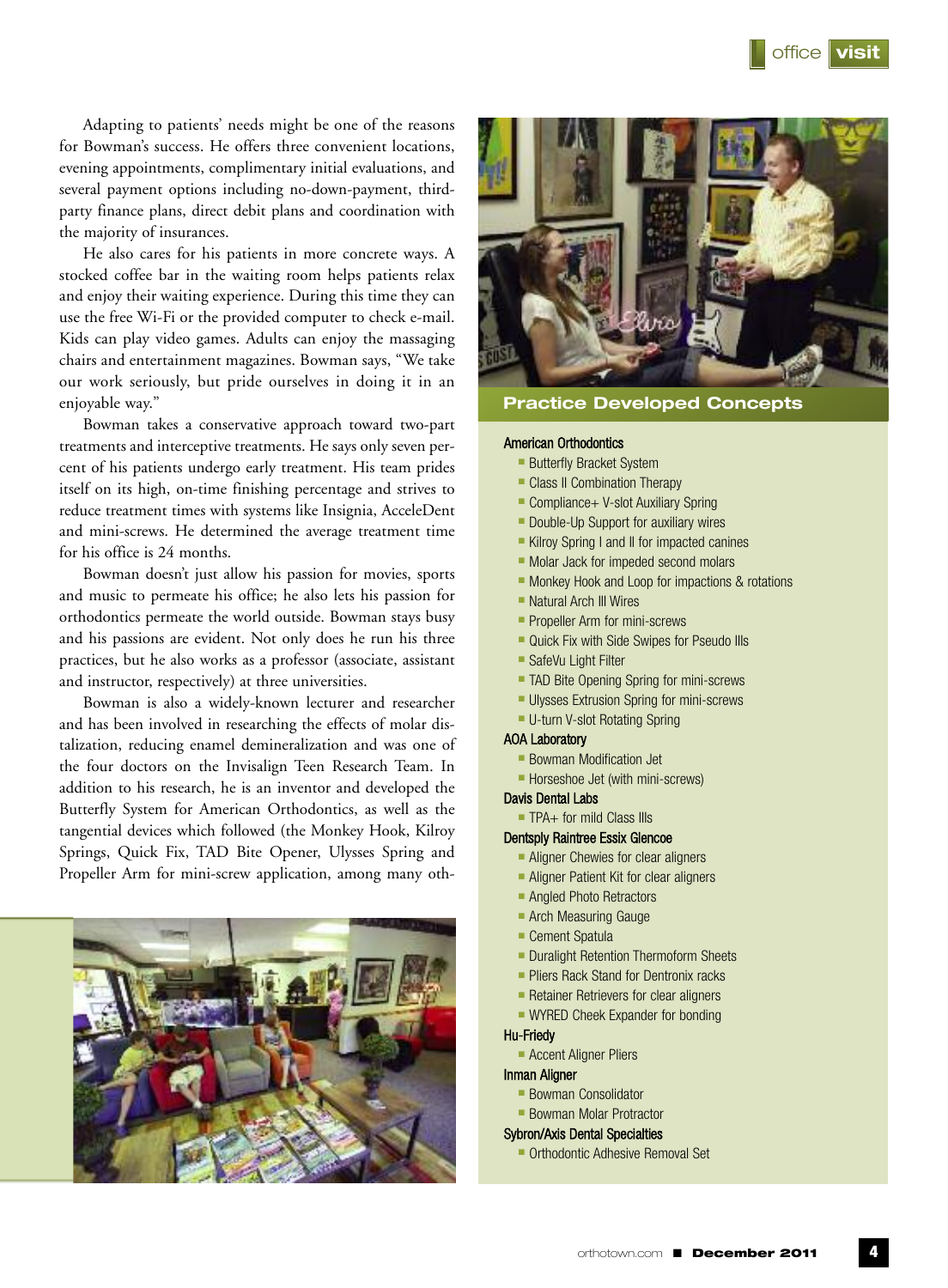Adapting to patients' needs might be one of the reasons for Bowman's success. He offers three convenient locations, evening appointments, complimentary initial evaluations, and several payment options including no-down-payment, third-party finance plans, direct debit plans and coordination with the majority of insurances.

He also cares for his patients in more concrete ways. A stocked coffee bar in the waiting room helps patients relax and enjoy their waiting experience. During this time they can use the free Wi-Fi or the provided computer to check e-mail. Kids can play video games. Adults can enjoy the massaging chairs and entertainment magazines. Bowman says, "We take our work seriously, but pride ourselves in doing it in an enjoyable way."

Bowman takes a conservative approach toward two-part treatments and interceptive treatments. He says only seven percent of his patients undergo early treatment. His team prides itself on its high, on-time finishing percentage and strives to reduce treatment times with systems like Insignia, AcceleDent and mini-screws. He determined the average treatment time for his office is 24 months.

Bowman doesn't just allow his passion for movies, sports and music to permeate his office; he also lets his passion for orthodontics permeate the world outside. Bowman stays busy and his passions are evident. Not only does he run his three practices, but he also works as a professor (associate, assistant and instructor, respectively) at three universities.

Bowman is also a widely-known lecturer and researcher and has been involved in researching the effects of molar distalization, reducing enamel demineralization and was one of the four doctors on the Invisalign Teen Research Team. In addition to his research, he is an inventor and developed the Butterfly System for American Orthodontics, as well as the tangential devices which followed (the Monkey Hook, Kilroy Springs, Quick Fix, TAD Bite Opener, Ulysses Spring and Propeller Arm for mini-screw application, among many oth-

## Practice Developed Concepts

**American Orthodontics**
- Butterfly Bracket System
- Class II Combination Therapy
- Compliance+ V-slot Auxiliary Spring
- Double-Up Support for auxiliary wires
- Kilroy Spring I and II for impacted canines
- Molar Jack for impeded second molars
- Monkey Hook and Loop for impactions & rotations
- Natural Arch III Wires
- Propeller Arm for mini-screws
- Quick Fix with Side Swipes for Pseudo IIIs
- SafeVu Light Filter
- TAD Bite Opening Spring for mini-screws
- Ulysses Extrusion Spring for mini-screws
- U-turn V-slot Rotating Spring

**AOA Laboratory**
- Bowman Modification Jet
- Horseshoe Jet (with mini-screws)

**Davis Dental Labs**
- TPA+ for mild Class IIIs

**Dentsply Raintree Essix Glencoe**
- Aligner Chewies for clear aligners
- Aligner Patient Kit for clear aligners
- Angled Photo Retractors
- Arch Measuring Gauge
- Cement Spatula
- Duralight Retention Thermoform Sheets
- Pliers Rack Stand for Dentronix racks
- Retainer Retrievers for clear aligners
- WYRED Cheek Expander for bonding

**Hu-Friedy**
- Accent Aligner Pliers

**Inman Aligner**
- Bowman Consolidator
- Bowman Molar Protractor

**Sybron/Axis Dental Specialties**
- Orthodontic Adhesive Removal Set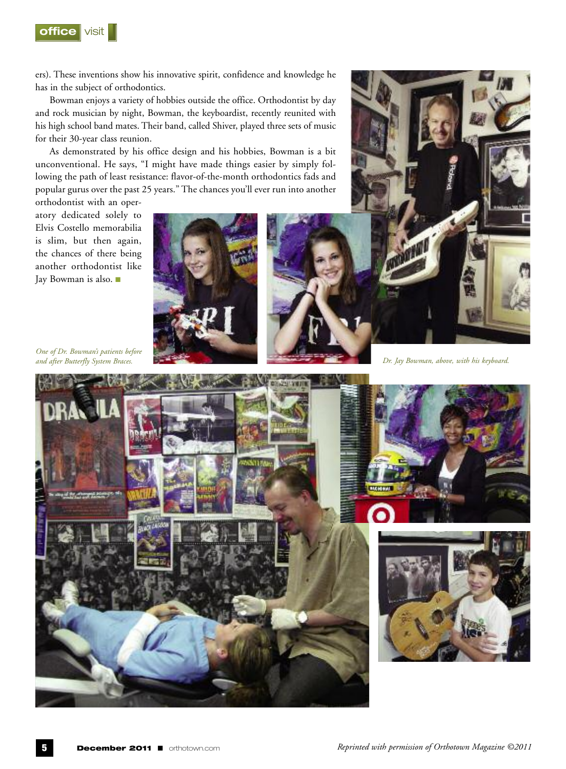ers). These inventions show his innovative spirit, confidence and knowledge he has in the subject of orthodontics.

Bowman enjoys a variety of hobbies outside the office. Orthodontist by day and rock musician by night, Bowman, the keyboardist, recently reunited with his high school band mates. Their band, called Shiver, played three sets of music for their 30-year class reunion.

As demonstrated by his office design and his hobbies, Bowman is a bit unconventional. He says, "I might have made things easier by simply following the path of least resistance: flavor-of-the-month orthodontics fads and popular gurus over the past 25 years." The chances you'll ever run into another orthodontist with an operatory dedicated solely to Elvis Costello memorabilia is slim, but then again, the chances of there being another orthodontist like Jay Bowman is also. ■

*One of Dr. Bowman's patients before and after Butterfly System Braces.*

*Dr. Jay Bowman, above, with his keyboard.*

*Reprinted with permission of Orthotown Magazine ©2011*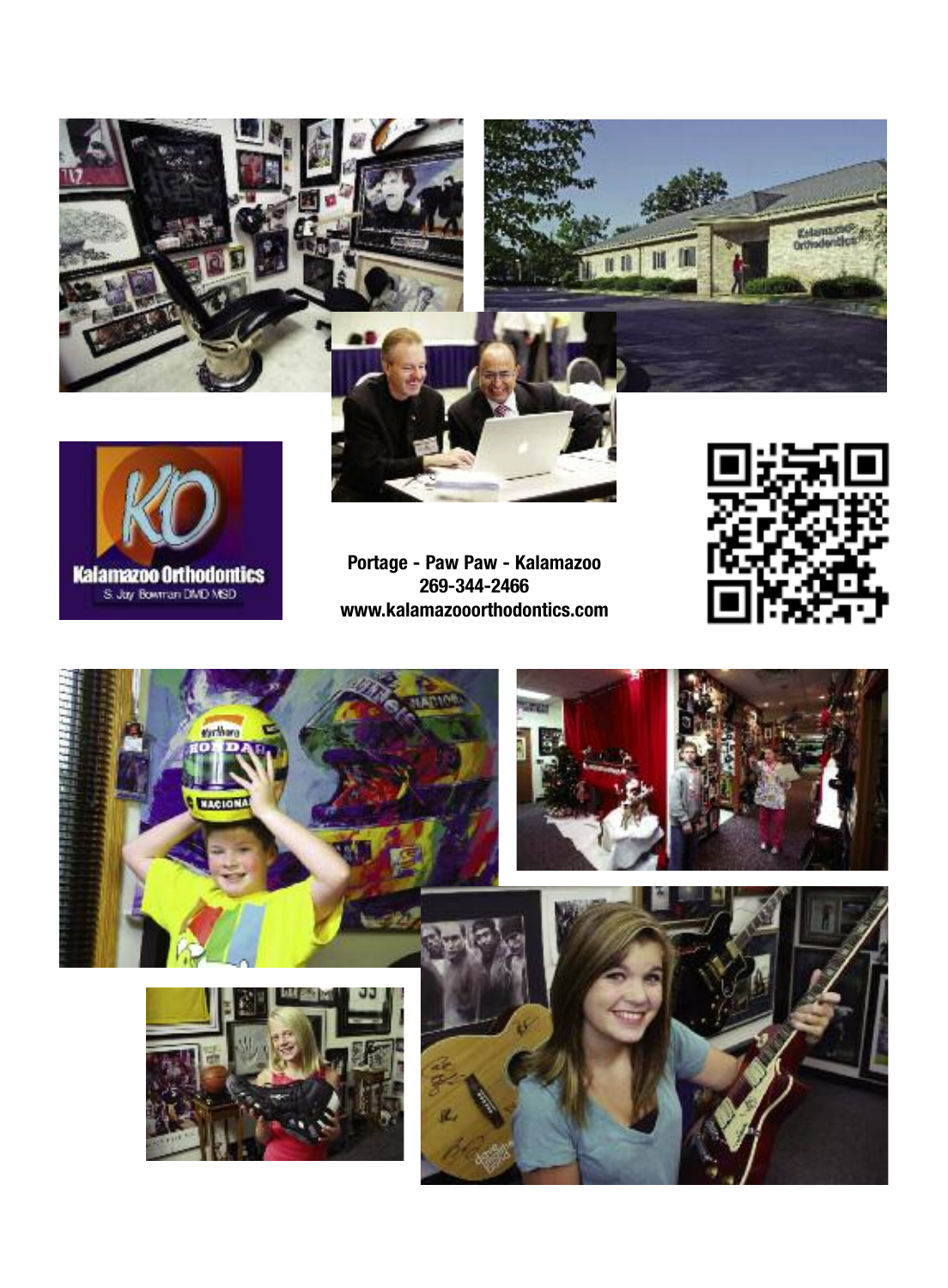Kalamazoo Orthodontics
S. Jay Bowman DMD MSD

**Portage - Paw Paw - Kalamazoo**
**269-344-2466**
**www.kalamazooorthodontics.com**